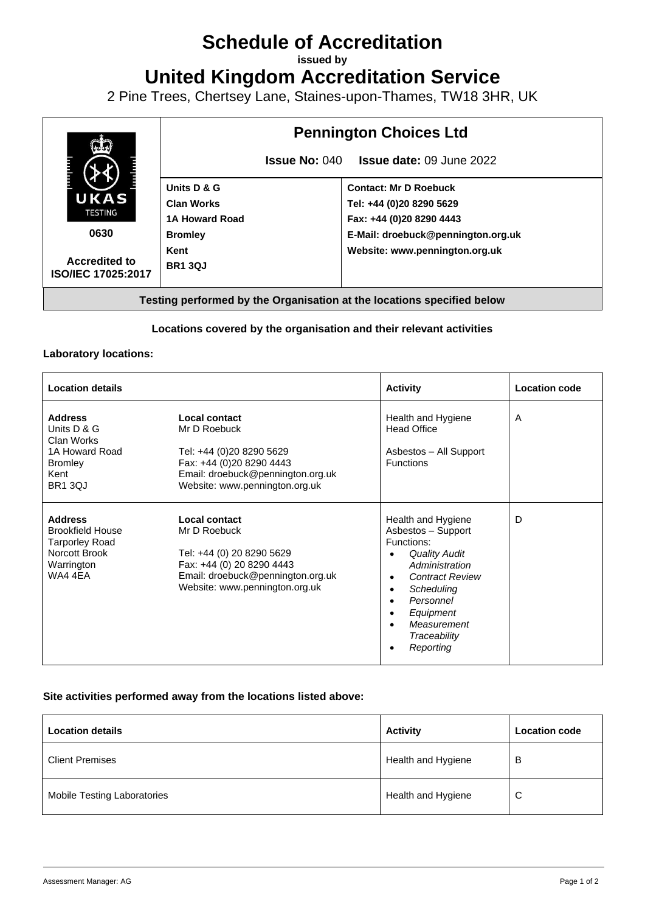# Schedule of Accreditation

**issued by**

# United Kingdom Accreditation Service

2 Pine Trees, Chertsey Lane, Staines-upon-Thames, TW18 3HR, UK

| UKAS TESTING 0630 Accredited to ISO/IEC 17025:2017 | **Pennington Choices Ltd** | |
|---|---|---|
| | **Issue No:** 040 **Issue date:** 09 June 2022 | |
| | **Units D & G**<br>**Clan Works**<br>**1A Howard Road**<br>**Bromley**<br>**Kent**<br>**BR1 3QJ** | **Contact: Mr D Roebuck**<br>**Tel: +44 (0)20 8290 5629**<br>**Fax: +44 (0)20 8290 4443**<br>**E-Mail: droebuck@pennington.org.uk**<br>**Website: www.pennington.org.uk** |

**Testing performed by the Organisation at the locations specified below**

### Locations covered by the organisation and their relevant activities

#### Laboratory locations:

| Location details | | Activity | Location code |
|---|---|---|---|
| **Address**<br>Units D & G<br>Clan Works<br>1A Howard Road<br>Bromley<br>Kent<br>BR1 3QJ | **Local contact**<br>Mr D Roebuck<br><br>Tel: +44 (0)20 8290 5629<br>Fax: +44 (0)20 8290 4443<br>Email: droebuck@pennington.org.uk<br>Website: www.pennington.org.uk | Health and Hygiene Head Office<br><br>Asbestos – All Support Functions | A |
| **Address**<br>Brookfield House<br>Tarporley Road<br>Norcott Brook<br>Warrington<br>WA4 4EA | **Local contact**<br>Mr D Roebuck<br><br>Tel: +44 (0) 20 8290 5629<br>Fax: +44 (0) 20 8290 4443<br>Email: droebuck@pennington.org.uk<br>Website: www.pennington.org.uk | Health and Hygiene Asbestos – Support Functions:<br>• *Quality Audit Administration*<br>• *Contract Review*<br>• *Scheduling*<br>• *Personnel*<br>• *Equipment*<br>• *Measurement Traceability*<br>• *Reporting* | D |

#### Site activities performed away from the locations listed above:

| Location details | Activity | Location code |
|---|---|---|
| Client Premises | Health and Hygiene | B |
| Mobile Testing Laboratories | Health and Hygiene | C |

Assessment Manager: AG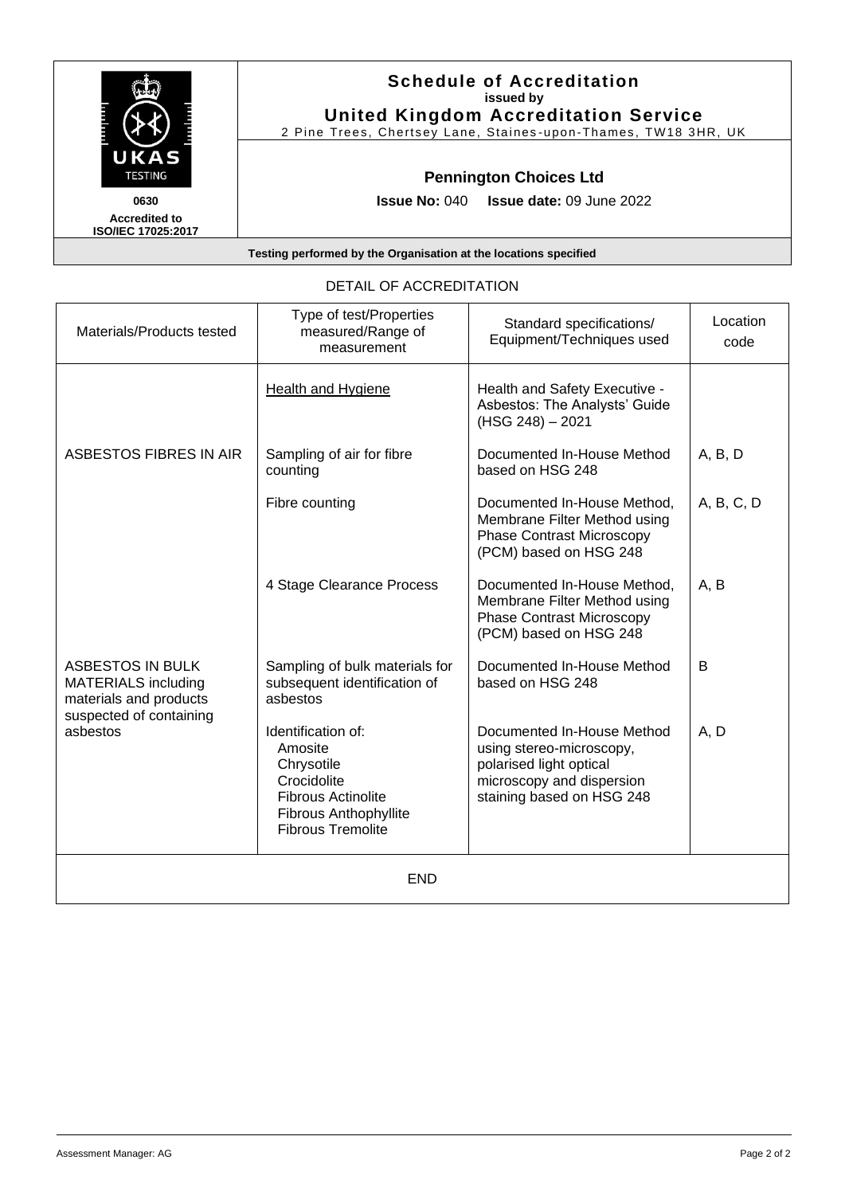**Schedule of Accreditation**
**issued by**
**United Kingdom Accreditation Service**
2 Pine Trees, Chertsey Lane, Staines-upon-Thames, TW18 3HR, UK

UKAS TESTING
**0630**
**Accredited to ISO/IEC 17025:2017**

**Pennington Choices Ltd**

**Issue No:** 040 **Issue date:** 09 June 2022

**Testing performed by the Organisation at the locations specified**

DETAIL OF ACCREDITATION

| Materials/Products tested | Type of test/Properties measured/Range of measurement | Standard specifications/ Equipment/Techniques used | Location code |
|---|---|---|---|
| | <u>Health and Hygiene</u> | Health and Safety Executive - Asbestos: The Analysts' Guide (HSG 248) – 2021 | |
| ASBESTOS FIBRES IN AIR | Sampling of air for fibre counting | Documented In-House Method based on HSG 248 | A, B, D |
| | Fibre counting | Documented In-House Method, Membrane Filter Method using Phase Contrast Microscopy (PCM) based on HSG 248 | A, B, C, D |
| | 4 Stage Clearance Process | Documented In-House Method, Membrane Filter Method using Phase Contrast Microscopy (PCM) based on HSG 248 | A, B |
| ASBESTOS IN BULK MATERIALS including materials and products suspected of containing asbestos | Sampling of bulk materials for subsequent identification of asbestos | Documented In-House Method based on HSG 248 | B |
| | Identification of: Amosite Chrysotile Crocidolite Fibrous Actinolite Fibrous Anthophyllite Fibrous Tremolite | Documented In-House Method using stereo-microscopy, polarised light optical microscopy and dispersion staining based on HSG 248 | A, D |

END

Assessment Manager: AG